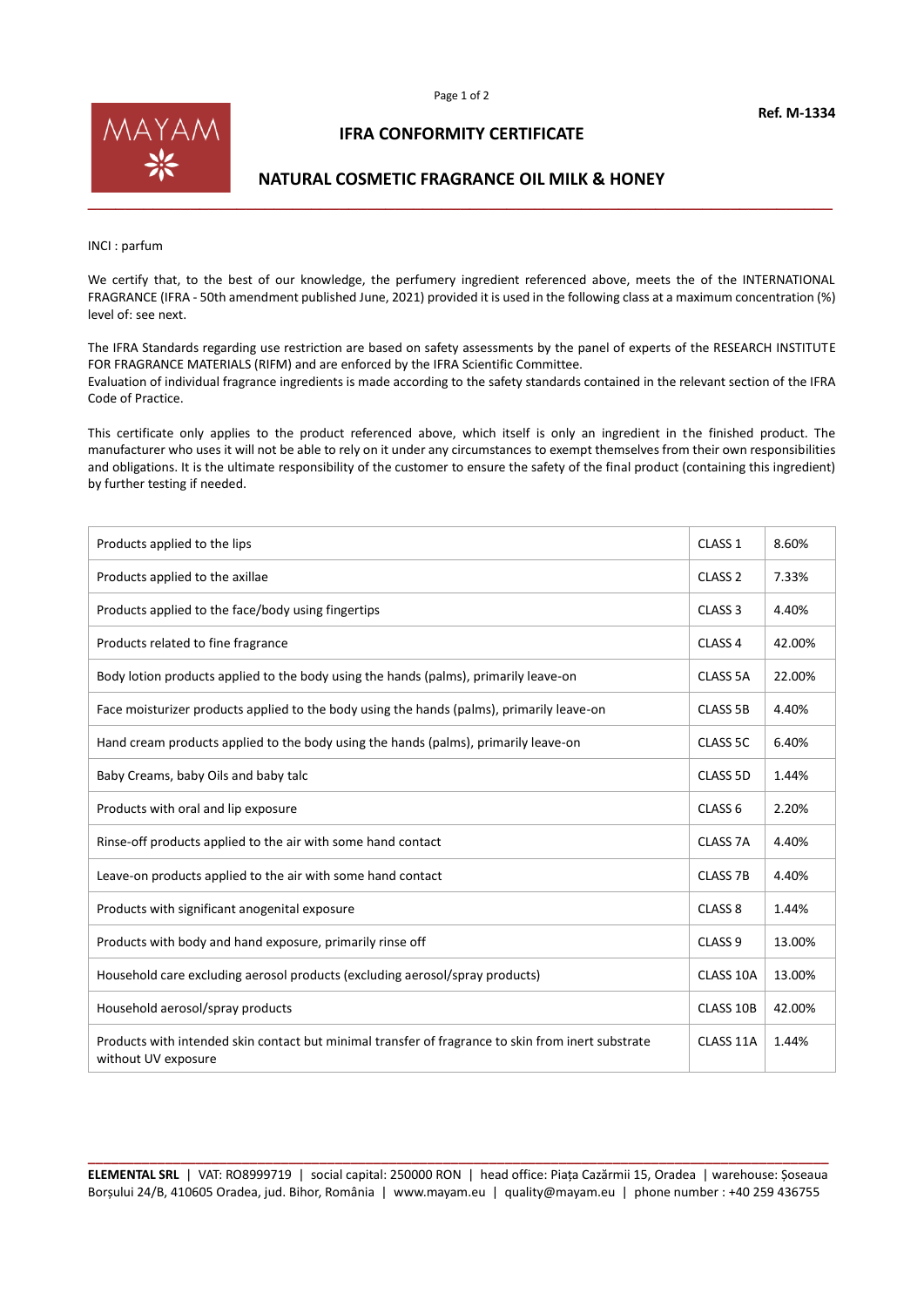Ref. M-1334

# IFRA CONFORMITY CERTIFICATE

## NATURAL COSMETIC FRAGRANCE OIL MILK & HONEY

INCI : parfum

We certify that, to the best of our knowledge, the perfumery ingredient referenced above, meets the of the INTERNATIONAL FRAGRANCE (IFRA - 50th amendment published June, 2021) provided it is used in the following class at a maximum concentration (%) level of: see next.

The IFRA Standards regarding use restriction are based on safety assessments by the panel of experts of the RESEARCH INSTITUTE FOR FRAGRANCE MATERIALS (RIFM) and are enforced by the IFRA Scientific Committee.
Evaluation of individual fragrance ingredients is made according to the safety standards contained in the relevant section of the IFRA Code of Practice.

This certificate only applies to the product referenced above, which itself is only an ingredient in the finished product. The manufacturer who uses it will not be able to rely on it under any circumstances to exempt themselves from their own responsibilities and obligations. It is the ultimate responsibility of the customer to ensure the safety of the final product (containing this ingredient) by further testing if needed.

| | | |
|---|---|---|
| Products applied to the lips | CLASS 1 | 8.60% |
| Products applied to the axillae | CLASS 2 | 7.33% |
| Products applied to the face/body using fingertips | CLASS 3 | 4.40% |
| Products related to fine fragrance | CLASS 4 | 42.00% |
| Body lotion products applied to the body using the hands (palms), primarily leave-on | CLASS 5A | 22.00% |
| Face moisturizer products applied to the body using the hands (palms), primarily leave-on | CLASS 5B | 4.40% |
| Hand cream products applied to the body using the hands (palms), primarily leave-on | CLASS 5C | 6.40% |
| Baby Creams, baby Oils and baby talc | CLASS 5D | 1.44% |
| Products with oral and lip exposure | CLASS 6 | 2.20% |
| Rinse-off products applied to the air with some hand contact | CLASS 7A | 4.40% |
| Leave-on products applied to the air with some hand contact | CLASS 7B | 4.40% |
| Products with significant anogenital exposure | CLASS 8 | 1.44% |
| Products with body and hand exposure, primarily rinse off | CLASS 9 | 13.00% |
| Household care excluding aerosol products (excluding aerosol/spray products) | CLASS 10A | 13.00% |
| Household aerosol/spray products | CLASS 10B | 42.00% |
| Products with intended skin contact but minimal transfer of fragrance to skin from inert substrate without UV exposure | CLASS 11A | 1.44% |

**ELEMENTAL SRL** | VAT: RO8999719 | social capital: 250000 RON | head office: Piața Cazărmii 15, Oradea | warehouse: Șoseaua Borșului 24/B, 410605 Oradea, jud. Bihor, România | www.mayam.eu | quality@mayam.eu | phone number : +40 259 436755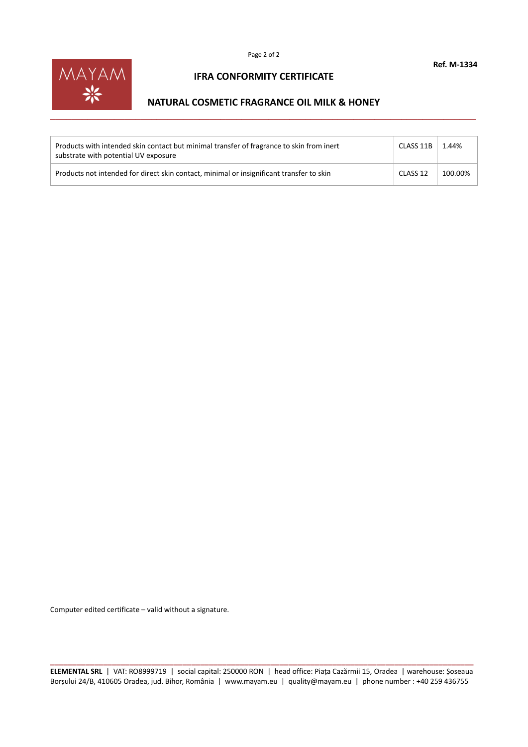**Ref. M-1334**

## IFRA CONFORMITY CERTIFICATE

## NATURAL COSMETIC FRAGRANCE OIL MILK & HONEY

| | | |
|---|---|---|
| Products with intended skin contact but minimal transfer of fragrance to skin from inert substrate with potential UV exposure | CLASS 11B | 1.44% |
| Products not intended for direct skin contact, minimal or insignificant transfer to skin | CLASS 12 | 100.00% |

Computer edited certificate – valid without a signature.

**ELEMENTAL SRL** | VAT: RO8999719 | social capital: 250000 RON | head office: Piața Cazărmii 15, Oradea | warehouse: Șoseaua Borșului 24/B, 410605 Oradea, jud. Bihor, România | www.mayam.eu | quality@mayam.eu | phone number : +40 259 436755